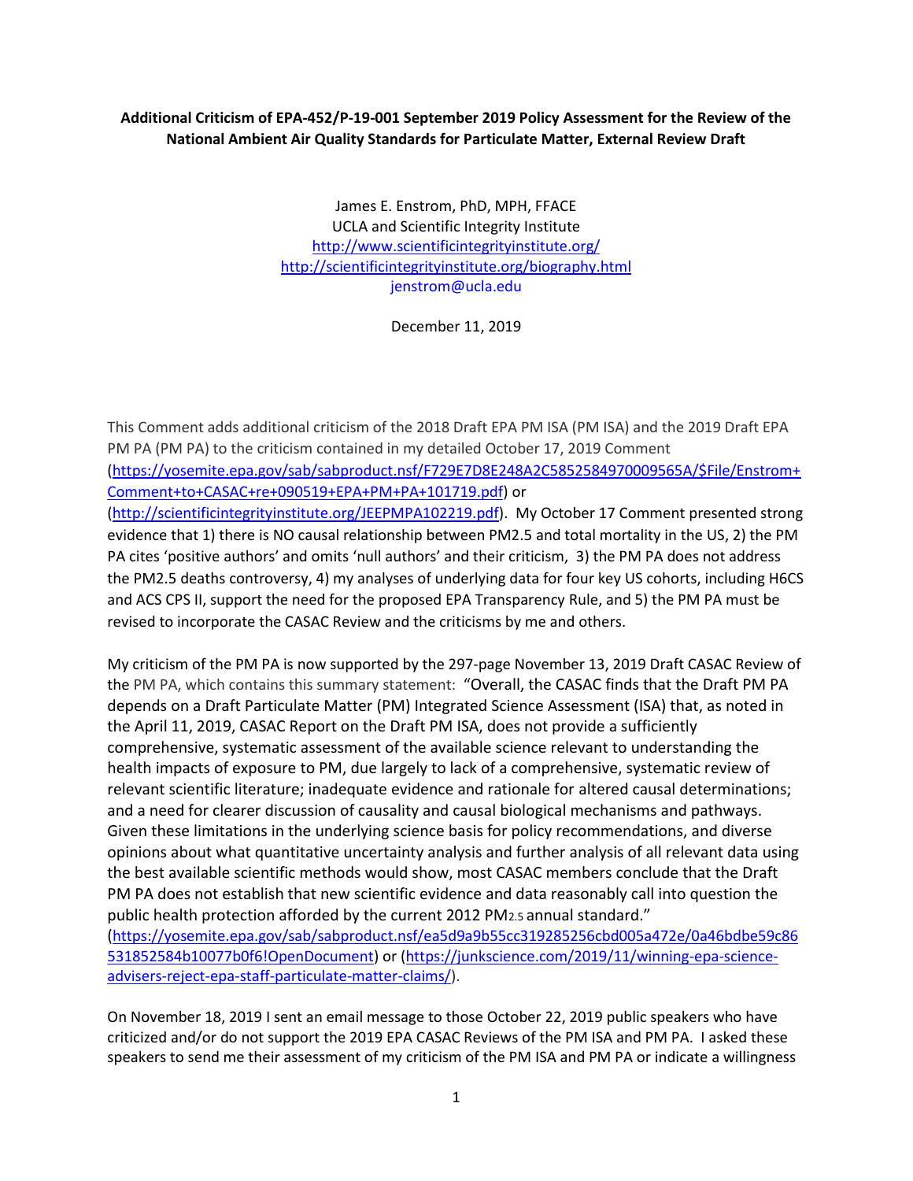**Additional Criticism of EPA-452/P-19-001 September 2019 Policy Assessment for the Review of the National Ambient Air Quality Standards for Particulate Matter, External Review Draft**

James E. Enstrom, PhD, MPH, FFACE
UCLA and Scientific Integrity Institute
http://www.scientificintegrityinstitute.org/
http://scientificintegrityinstitute.org/biography.html
jenstrom@ucla.edu

December 11, 2019

This Comment adds additional criticism of the 2018 Draft EPA PM ISA (PM ISA) and the 2019 Draft EPA PM PA (PM PA) to the criticism contained in my detailed October 17, 2019 Comment (https://yosemite.epa.gov/sab/sabproduct.nsf/F729E7D8E248A2C58525849700009565A/$File/Enstrom+Comment+to+CASAC+re+090519+EPA+PM+PA+101719.pdf) or (http://scientificintegrityinstitute.org/JEEPMPA102219.pdf). My October 17 Comment presented strong evidence that 1) there is NO causal relationship between PM2.5 and total mortality in the US, 2) the PM PA cites 'positive authors' and omits 'null authors' and their criticism, 3) the PM PA does not address the PM2.5 deaths controversy, 4) my analyses of underlying data for four key US cohorts, including H6CS and ACS CPS II, support the need for the proposed EPA Transparency Rule, and 5) the PM PA must be revised to incorporate the CASAC Review and the criticisms by me and others.

My criticism of the PM PA is now supported by the 297-page November 13, 2019 Draft CASAC Review of the PM PA, which contains this summary statement: "Overall, the CASAC finds that the Draft PM PA depends on a Draft Particulate Matter (PM) Integrated Science Assessment (ISA) that, as noted in the April 11, 2019, CASAC Report on the Draft PM ISA, does not provide a sufficiently comprehensive, systematic assessment of the available science relevant to understanding the health impacts of exposure to PM, due largely to lack of a comprehensive, systematic review of relevant scientific literature; inadequate evidence and rationale for altered causal determinations; and a need for clearer discussion of causality and causal biological mechanisms and pathways. Given these limitations in the underlying science basis for policy recommendations, and diverse opinions about what quantitative uncertainty analysis and further analysis of all relevant data using the best available scientific methods would show, most CASAC members conclude that the Draft PM PA does not establish that new scientific evidence and data reasonably call into question the public health protection afforded by the current 2012 $PM_{2.5}$ annual standard." (https://yosemite.epa.gov/sab/sabproduct.nsf/ea5d9a9b55cc319285256cbd005a472e/0a46bdbe59c86531852584b10077b0f6!OpenDocument) or (https://junkscience.com/2019/11/winning-epa-science-advisers-reject-epa-staff-particulate-matter-claims/).

On November 18, 2019 I sent an email message to those October 22, 2019 public speakers who have criticized and/or do not support the 2019 EPA CASAC Reviews of the PM ISA and PM PA. I asked these speakers to send me their assessment of my criticism of the PM ISA and PM PA or indicate a willingness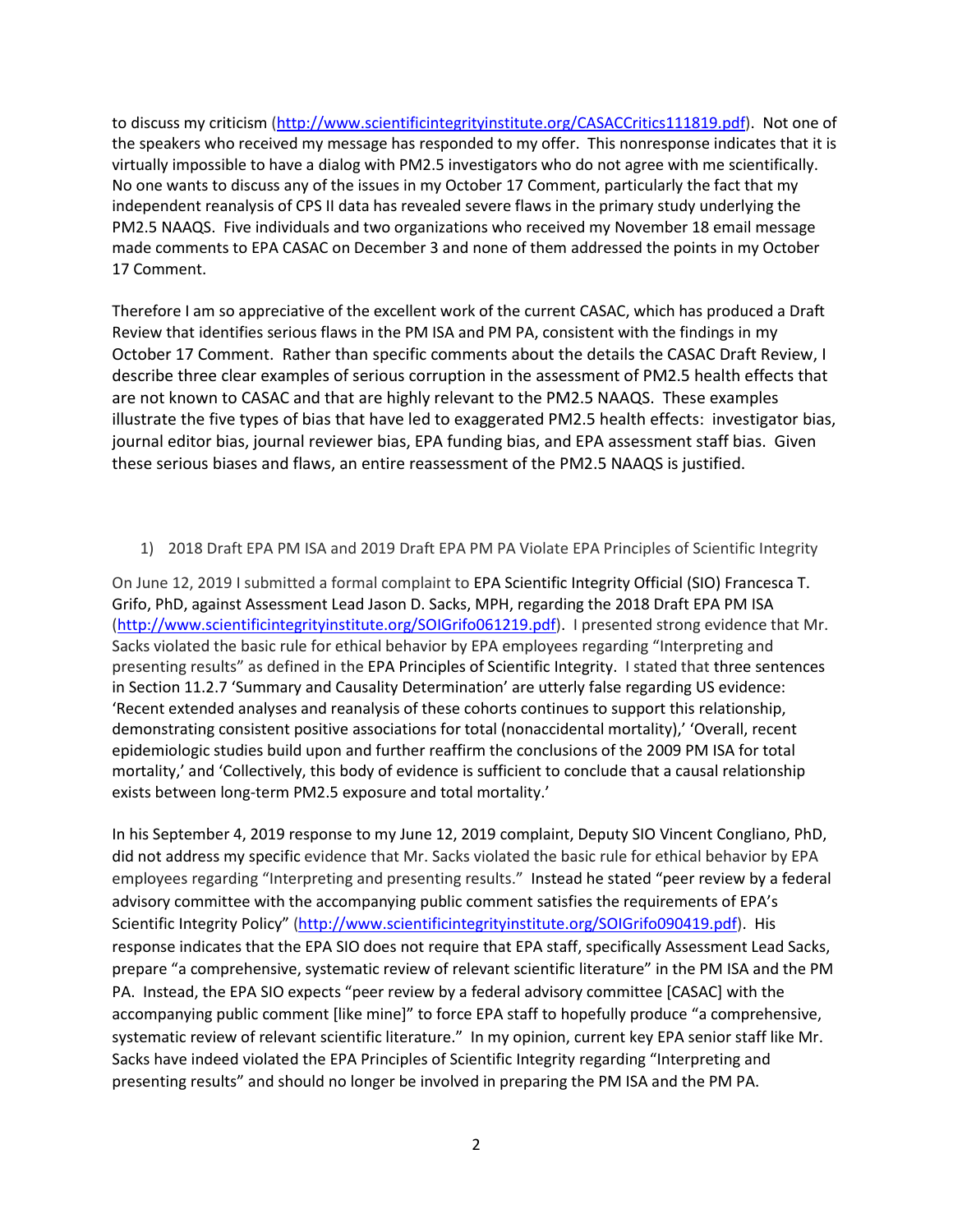to discuss my criticism (http://www.scientificintegrityinstitute.org/CASACCritics111819.pdf). Not one of the speakers who received my message has responded to my offer. This nonresponse indicates that it is virtually impossible to have a dialog with PM2.5 investigators who do not agree with me scientifically. No one wants to discuss any of the issues in my October 17 Comment, particularly the fact that my independent reanalysis of CPS II data has revealed severe flaws in the primary study underlying the PM2.5 NAAQS. Five individuals and two organizations who received my November 18 email message made comments to EPA CASAC on December 3 and none of them addressed the points in my October 17 Comment.

Therefore I am so appreciative of the excellent work of the current CASAC, which has produced a Draft Review that identifies serious flaws in the PM ISA and PM PA, consistent with the findings in my October 17 Comment. Rather than specific comments about the details the CASAC Draft Review, I describe three clear examples of serious corruption in the assessment of PM2.5 health effects that are not known to CASAC and that are highly relevant to the PM2.5 NAAQS. These examples illustrate the five types of bias that have led to exaggerated PM2.5 health effects: investigator bias, journal editor bias, journal reviewer bias, EPA funding bias, and EPA assessment staff bias. Given these serious biases and flaws, an entire reassessment of the PM2.5 NAAQS is justified.

1) 2018 Draft EPA PM ISA and 2019 Draft EPA PM PA Violate EPA Principles of Scientific Integrity

On June 12, 2019 I submitted a formal complaint to EPA Scientific Integrity Official (SIO) Francesca T. Grifo, PhD, against Assessment Lead Jason D. Sacks, MPH, regarding the 2018 Draft EPA PM ISA (http://www.scientificintegrityinstitute.org/SOIGrifo061219.pdf). I presented strong evidence that Mr. Sacks violated the basic rule for ethical behavior by EPA employees regarding "Interpreting and presenting results" as defined in the EPA Principles of Scientific Integrity. I stated that three sentences in Section 11.2.7 'Summary and Causality Determination' are utterly false regarding US evidence: 'Recent extended analyses and reanalysis of these cohorts continues to support this relationship, demonstrating consistent positive associations for total (nonaccidental mortality),' 'Overall, recent epidemiologic studies build upon and further reaffirm the conclusions of the 2009 PM ISA for total mortality,' and 'Collectively, this body of evidence is sufficient to conclude that a causal relationship exists between long-term PM2.5 exposure and total mortality.'

In his September 4, 2019 response to my June 12, 2019 complaint, Deputy SIO Vincent Congliano, PhD, did not address my specific evidence that Mr. Sacks violated the basic rule for ethical behavior by EPA employees regarding "Interpreting and presenting results." Instead he stated "peer review by a federal advisory committee with the accompanying public comment satisfies the requirements of EPA's Scientific Integrity Policy" (http://www.scientificintegrityinstitute.org/SOIGrifo090419.pdf). His response indicates that the EPA SIO does not require that EPA staff, specifically Assessment Lead Sacks, prepare "a comprehensive, systematic review of relevant scientific literature" in the PM ISA and the PM PA. Instead, the EPA SIO expects "peer review by a federal advisory committee [CASAC] with the accompanying public comment [like mine]" to force EPA staff to hopefully produce "a comprehensive, systematic review of relevant scientific literature." In my opinion, current key EPA senior staff like Mr. Sacks have indeed violated the EPA Principles of Scientific Integrity regarding "Interpreting and presenting results" and should no longer be involved in preparing the PM ISA and the PM PA.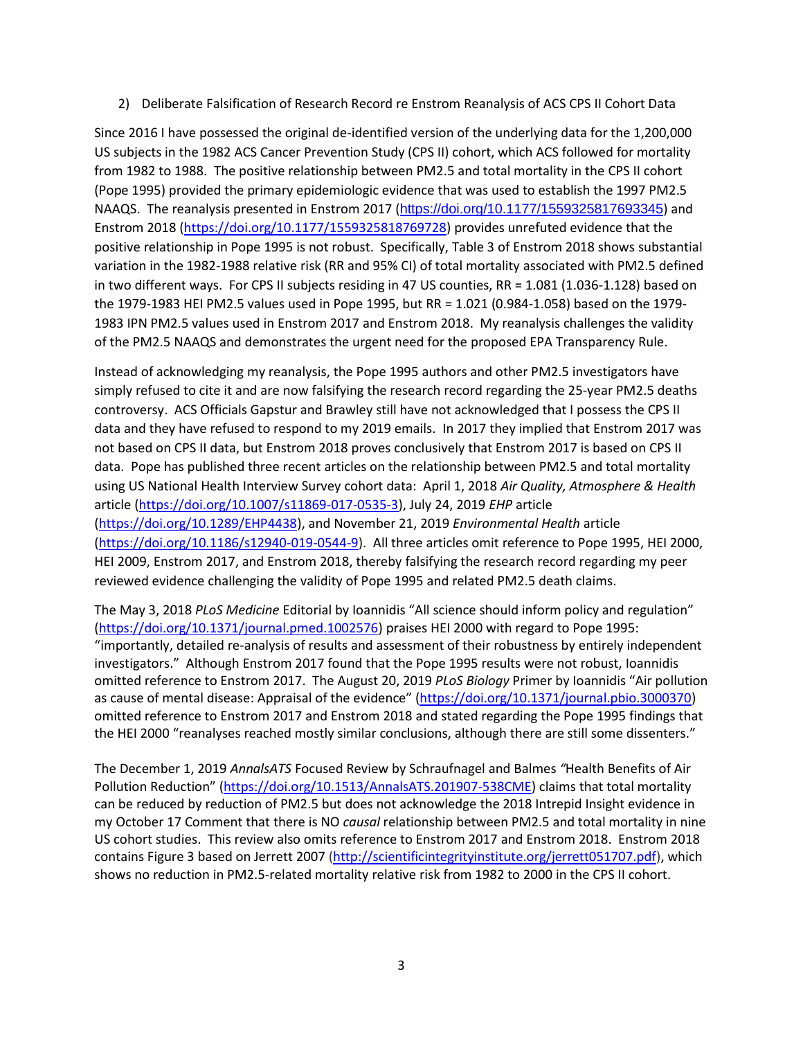2) Deliberate Falsification of Research Record re Enstrom Reanalysis of ACS CPS II Cohort Data

Since 2016 I have possessed the original de-identified version of the underlying data for the 1,200,000 US subjects in the 1982 ACS Cancer Prevention Study (CPS II) cohort, which ACS followed for mortality from 1982 to 1988. The positive relationship between PM2.5 and total mortality in the CPS II cohort (Pope 1995) provided the primary epidemiologic evidence that was used to establish the 1997 PM2.5 NAAQS. The reanalysis presented in Enstrom 2017 (https://doi.org/10.1177/1559325817693345) and Enstrom 2018 (https://doi.org/10.1177/1559325818769728) provides unrefuted evidence that the positive relationship in Pope 1995 is not robust. Specifically, Table 3 of Enstrom 2018 shows substantial variation in the 1982-1988 relative risk (RR and 95% CI) of total mortality associated with PM2.5 defined in two different ways. For CPS II subjects residing in 47 US counties, RR = 1.081 (1.036-1.128) based on the 1979-1983 HEI PM2.5 values used in Pope 1995, but RR = 1.021 (0.984-1.058) based on the 1979-1983 IPN PM2.5 values used in Enstrom 2017 and Enstrom 2018. My reanalysis challenges the validity of the PM2.5 NAAQS and demonstrates the urgent need for the proposed EPA Transparency Rule.

Instead of acknowledging my reanalysis, the Pope 1995 authors and other PM2.5 investigators have simply refused to cite it and are now falsifying the research record regarding the 25-year PM2.5 deaths controversy. ACS Officials Gapstur and Brawley still have not acknowledged that I possess the CPS II data and they have refused to respond to my 2019 emails. In 2017 they implied that Enstrom 2017 was not based on CPS II data, but Enstrom 2018 proves conclusively that Enstrom 2017 is based on CPS II data. Pope has published three recent articles on the relationship between PM2.5 and total mortality using US National Health Interview Survey cohort data: April 1, 2018 *Air Quality, Atmosphere & Health* article (https://doi.org/10.1007/s11869-017-0535-3), July 24, 2019 *EHP* article (https://doi.org/10.1289/EHP4438), and November 21, 2019 *Environmental Health* article (https://doi.org/10.1186/s12940-019-0544-9). All three articles omit reference to Pope 1995, HEI 2000, HEI 2009, Enstrom 2017, and Enstrom 2018, thereby falsifying the research record regarding my peer reviewed evidence challenging the validity of Pope 1995 and related PM2.5 death claims.

The May 3, 2018 *PLoS Medicine* Editorial by Ioannidis "All science should inform policy and regulation" (https://doi.org/10.1371/journal.pmed.1002576) praises HEI 2000 with regard to Pope 1995: "importantly, detailed re-analysis of results and assessment of their robustness by entirely independent investigators." Although Enstrom 2017 found that the Pope 1995 results were not robust, Ioannidis omitted reference to Enstrom 2017. The August 20, 2019 *PLoS Biology* Primer by Ioannidis "Air pollution as cause of mental disease: Appraisal of the evidence" (https://doi.org/10.1371/journal.pbio.3000370) omitted reference to Enstrom 2017 and Enstrom 2018 and stated regarding the Pope 1995 findings that the HEI 2000 "reanalyses reached mostly similar conclusions, although there are still some dissenters."

The December 1, 2019 *AnnalsATS* Focused Review by Schraufnagel and Balmes *"*Health Benefits of Air Pollution Reduction" (https://doi.org/10.1513/AnnalsATS.201907-538CME) claims that total mortality can be reduced by reduction of PM2.5 but does not acknowledge the 2018 Intrepid Insight evidence in my October 17 Comment that there is NO *causal* relationship between PM2.5 and total mortality in nine US cohort studies. This review also omits reference to Enstrom 2017 and Enstrom 2018. Enstrom 2018 contains Figure 3 based on Jerrett 2007 (http://scientificintegrityinstitute.org/jerrett051707.pdf), which shows no reduction in PM2.5-related mortality relative risk from 1982 to 2000 in the CPS II cohort.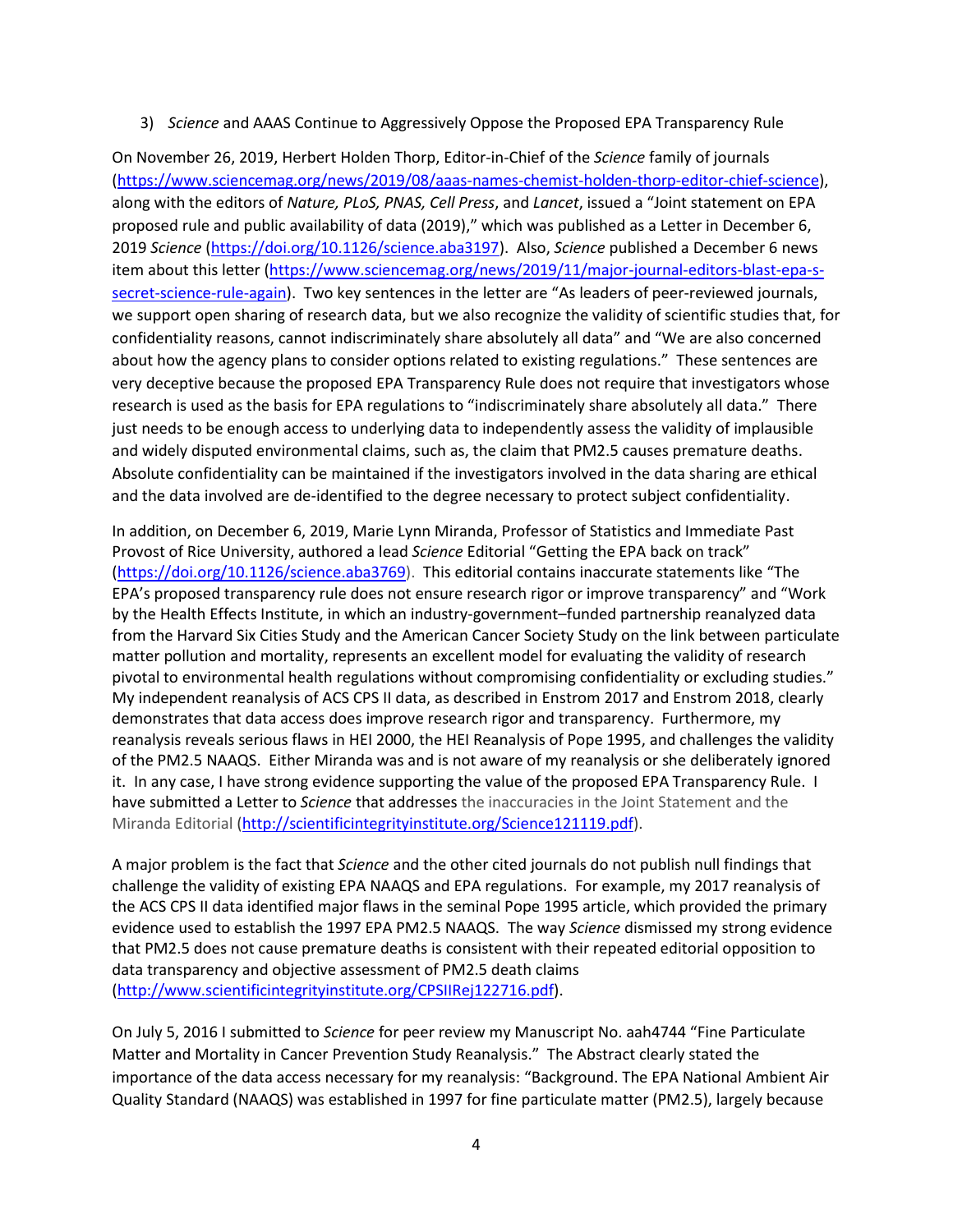3) *Science* and AAAS Continue to Aggressively Oppose the Proposed EPA Transparency Rule

On November 26, 2019, Herbert Holden Thorp, Editor-in-Chief of the *Science* family of journals (https://www.sciencemag.org/news/2019/08/aaas-names-chemist-holden-thorp-editor-chief-science), along with the editors of *Nature, PLoS, PNAS, Cell Press*, and *Lancet*, issued a "Joint statement on EPA proposed rule and public availability of data (2019)," which was published as a Letter in December 6, 2019 *Science* (https://doi.org/10.1126/science.aba3197). Also, *Science* published a December 6 news item about this letter (https://www.sciencemag.org/news/2019/11/major-journal-editors-blast-epa-s-secret-science-rule-again). Two key sentences in the letter are "As leaders of peer-reviewed journals, we support open sharing of research data, but we also recognize the validity of scientific studies that, for confidentiality reasons, cannot indiscriminately share absolutely all data" and "We are also concerned about how the agency plans to consider options related to existing regulations." These sentences are very deceptive because the proposed EPA Transparency Rule does not require that investigators whose research is used as the basis for EPA regulations to "indiscriminately share absolutely all data." There just needs to be enough access to underlying data to independently assess the validity of implausible and widely disputed environmental claims, such as, the claim that PM2.5 causes premature deaths. Absolute confidentiality can be maintained if the investigators involved in the data sharing are ethical and the data involved are de-identified to the degree necessary to protect subject confidentiality.

In addition, on December 6, 2019, Marie Lynn Miranda, Professor of Statistics and Immediate Past Provost of Rice University, authored a lead *Science* Editorial "Getting the EPA back on track" (https://doi.org/10.1126/science.aba3769). This editorial contains inaccurate statements like "The EPA's proposed transparency rule does not ensure research rigor or improve transparency" and "Work by the Health Effects Institute, in which an industry-government–funded partnership reanalyzed data from the Harvard Six Cities Study and the American Cancer Society Study on the link between particulate matter pollution and mortality, represents an excellent model for evaluating the validity of research pivotal to environmental health regulations without compromising confidentiality or excluding studies." My independent reanalysis of ACS CPS II data, as described in Enstrom 2017 and Enstrom 2018, clearly demonstrates that data access does improve research rigor and transparency. Furthermore, my reanalysis reveals serious flaws in HEI 2000, the HEI Reanalysis of Pope 1995, and challenges the validity of the PM2.5 NAAQS. Either Miranda was and is not aware of my reanalysis or she deliberately ignored it. In any case, I have strong evidence supporting the value of the proposed EPA Transparency Rule. I have submitted a Letter to *Science* that addresses the inaccuracies in the Joint Statement and the Miranda Editorial (http://scientificintegrityinstitute.org/Science121119.pdf).

A major problem is the fact that *Science* and the other cited journals do not publish null findings that challenge the validity of existing EPA NAAQS and EPA regulations. For example, my 2017 reanalysis of the ACS CPS II data identified major flaws in the seminal Pope 1995 article, which provided the primary evidence used to establish the 1997 EPA PM2.5 NAAQS. The way *Science* dismissed my strong evidence that PM2.5 does not cause premature deaths is consistent with their repeated editorial opposition to data transparency and objective assessment of PM2.5 death claims (http://www.scientificintegrityinstitute.org/CPSIIRej122716.pdf).

On July 5, 2016 I submitted to *Science* for peer review my Manuscript No. aah4744 "Fine Particulate Matter and Mortality in Cancer Prevention Study Reanalysis." The Abstract clearly stated the importance of the data access necessary for my reanalysis: "Background. The EPA National Ambient Air Quality Standard (NAAQS) was established in 1997 for fine particulate matter (PM2.5), largely because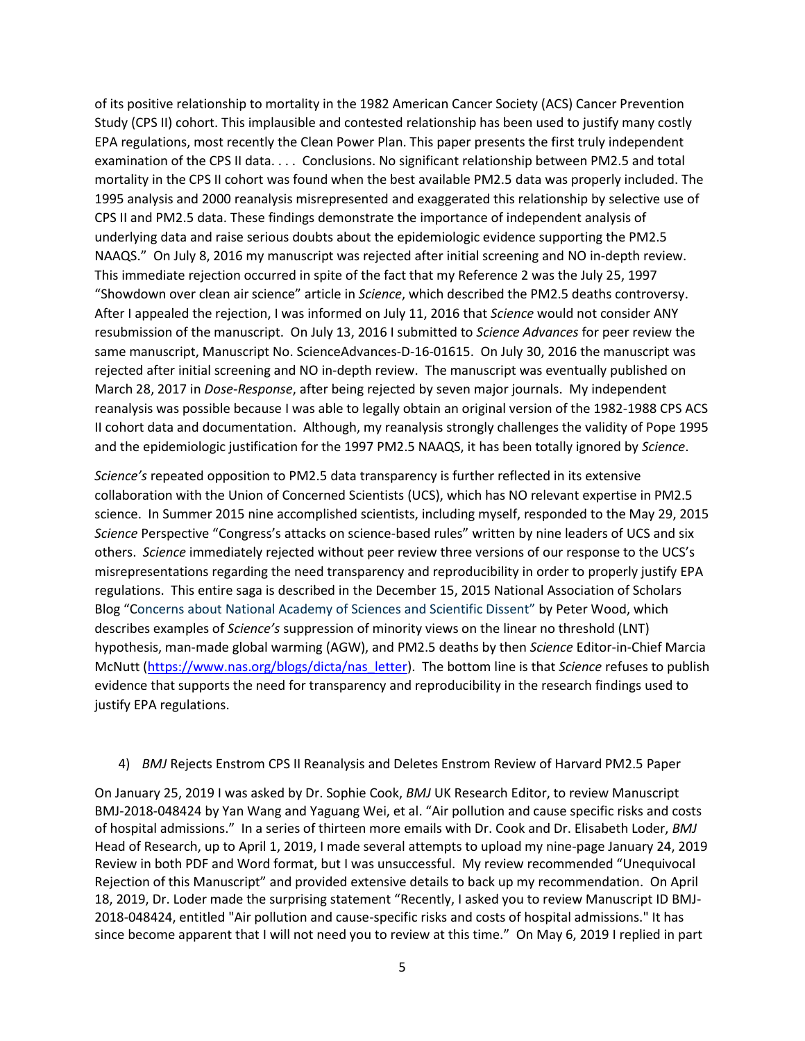of its positive relationship to mortality in the 1982 American Cancer Society (ACS) Cancer Prevention Study (CPS II) cohort. This implausible and contested relationship has been used to justify many costly EPA regulations, most recently the Clean Power Plan. This paper presents the first truly independent examination of the CPS II data. . . . Conclusions. No significant relationship between PM2.5 and total mortality in the CPS II cohort was found when the best available PM2.5 data was properly included. The 1995 analysis and 2000 reanalysis misrepresented and exaggerated this relationship by selective use of CPS II and PM2.5 data. These findings demonstrate the importance of independent analysis of underlying data and raise serious doubts about the epidemiologic evidence supporting the PM2.5 NAAQS." On July 8, 2016 my manuscript was rejected after initial screening and NO in-depth review. This immediate rejection occurred in spite of the fact that my Reference 2 was the July 25, 1997 "Showdown over clean air science" article in *Science*, which described the PM2.5 deaths controversy. After I appealed the rejection, I was informed on July 11, 2016 that *Science* would not consider ANY resubmission of the manuscript. On July 13, 2016 I submitted to *Science Advances* for peer review the same manuscript, Manuscript No. ScienceAdvances-D-16-01615. On July 30, 2016 the manuscript was rejected after initial screening and NO in-depth review. The manuscript was eventually published on March 28, 2017 in *Dose-Response*, after being rejected by seven major journals. My independent reanalysis was possible because I was able to legally obtain an original version of the 1982-1988 CPS ACS II cohort data and documentation. Although, my reanalysis strongly challenges the validity of Pope 1995 and the epidemiologic justification for the 1997 PM2.5 NAAQS, it has been totally ignored by *Science*.

*Science's* repeated opposition to PM2.5 data transparency is further reflected in its extensive collaboration with the Union of Concerned Scientists (UCS), which has NO relevant expertise in PM2.5 science. In Summer 2015 nine accomplished scientists, including myself, responded to the May 29, 2015 *Science* Perspective "Congress's attacks on science-based rules" written by nine leaders of UCS and six others. *Science* immediately rejected without peer review three versions of our response to the UCS's misrepresentations regarding the need transparency and reproducibility in order to properly justify EPA regulations. This entire saga is described in the December 15, 2015 National Association of Scholars Blog "Concerns about National Academy of Sciences and Scientific Dissent" by Peter Wood, which describes examples of *Science's* suppression of minority views on the linear no threshold (LNT) hypothesis, man-made global warming (AGW), and PM2.5 deaths by then *Science* Editor-in-Chief Marcia McNutt (https://www.nas.org/blogs/dicta/nas_letter). The bottom line is that *Science* refuses to publish evidence that supports the need for transparency and reproducibility in the research findings used to justify EPA regulations.

4) *BMJ* Rejects Enstrom CPS II Reanalysis and Deletes Enstrom Review of Harvard PM2.5 Paper

On January 25, 2019 I was asked by Dr. Sophie Cook, *BMJ* UK Research Editor, to review Manuscript BMJ-2018-048424 by Yan Wang and Yaguang Wei, et al. "Air pollution and cause specific risks and costs of hospital admissions." In a series of thirteen more emails with Dr. Cook and Dr. Elisabeth Loder, *BMJ* Head of Research, up to April 1, 2019, I made several attempts to upload my nine-page January 24, 2019 Review in both PDF and Word format, but I was unsuccessful. My review recommended "Unequivocal Rejection of this Manuscript" and provided extensive details to back up my recommendation. On April 18, 2019, Dr. Loder made the surprising statement "Recently, I asked you to review Manuscript ID BMJ-2018-048424, entitled "Air pollution and cause-specific risks and costs of hospital admissions." It has since become apparent that I will not need you to review at this time." On May 6, 2019 I replied in part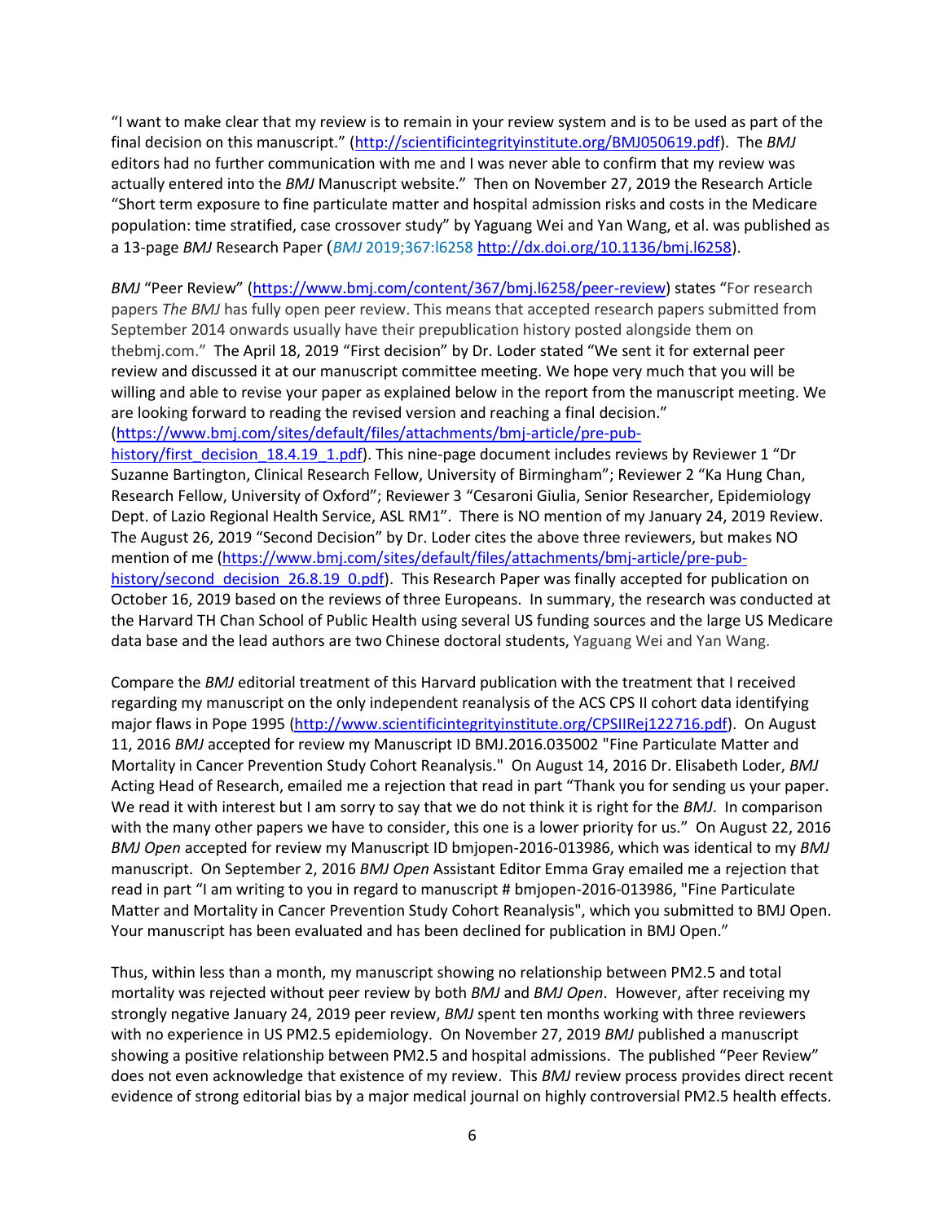"I want to make clear that my review is to remain in your review system and is to be used as part of the final decision on this manuscript." (http://scientificintegrityinstitute.org/BMJ050619.pdf). The *BMJ* editors had no further communication with me and I was never able to confirm that my review was actually entered into the *BMJ* Manuscript website." Then on November 27, 2019 the Research Article "Short term exposure to fine particulate matter and hospital admission risks and costs in the Medicare population: time stratified, case crossover study" by Yaguang Wei and Yan Wang, et al. was published as a 13-page *BMJ* Research Paper (*BMJ* 2019;367:l6258 http://dx.doi.org/10.1136/bmj.l6258).

*BMJ* "Peer Review" (https://www.bmj.com/content/367/bmj.l6258/peer-review) states "For research papers *The BMJ* has fully open peer review. This means that accepted research papers submitted from September 2014 onwards usually have their prepublication history posted alongside them on thebmj.com." The April 18, 2019 "First decision" by Dr. Loder stated "We sent it for external peer review and discussed it at our manuscript committee meeting. We hope very much that you will be willing and able to revise your paper as explained below in the report from the manuscript meeting. We are looking forward to reading the revised version and reaching a final decision." (https://www.bmj.com/sites/default/files/attachments/bmj-article/pre-pub-history/first_decision_18.4.19_1.pdf). This nine-page document includes reviews by Reviewer 1 "Dr Suzanne Bartington, Clinical Research Fellow, University of Birmingham"; Reviewer 2 "Ka Hung Chan, Research Fellow, University of Oxford"; Reviewer 3 "Cesaroni Giulia, Senior Researcher, Epidemiology Dept. of Lazio Regional Health Service, ASL RM1". There is NO mention of my January 24, 2019 Review. The August 26, 2019 "Second Decision" by Dr. Loder cites the above three reviewers, but makes NO mention of me (https://www.bmj.com/sites/default/files/attachments/bmj-article/pre-pub-history/second_decision_26.8.19_0.pdf). This Research Paper was finally accepted for publication on October 16, 2019 based on the reviews of three Europeans. In summary, the research was conducted at the Harvard TH Chan School of Public Health using several US funding sources and the large US Medicare data base and the lead authors are two Chinese doctoral students, Yaguang Wei and Yan Wang.

Compare the *BMJ* editorial treatment of this Harvard publication with the treatment that I received regarding my manuscript on the only independent reanalysis of the ACS CPS II cohort data identifying major flaws in Pope 1995 (http://www.scientificintegrityinstitute.org/CPSIIRej122716.pdf). On August 11, 2016 *BMJ* accepted for review my Manuscript ID BMJ.2016.035002 "Fine Particulate Matter and Mortality in Cancer Prevention Study Cohort Reanalysis." On August 14, 2016 Dr. Elisabeth Loder, *BMJ* Acting Head of Research, emailed me a rejection that read in part "Thank you for sending us your paper. We read it with interest but I am sorry to say that we do not think it is right for the *BMJ*. In comparison with the many other papers we have to consider, this one is a lower priority for us." On August 22, 2016 *BMJ Open* accepted for review my Manuscript ID bmjopen-2016-013986, which was identical to my *BMJ* manuscript. On September 2, 2016 *BMJ Open* Assistant Editor Emma Gray emailed me a rejection that read in part "I am writing to you in regard to manuscript # bmjopen-2016-013986, "Fine Particulate Matter and Mortality in Cancer Prevention Study Cohort Reanalysis", which you submitted to BMJ Open. Your manuscript has been evaluated and has been declined for publication in BMJ Open."

Thus, within less than a month, my manuscript showing no relationship between PM2.5 and total mortality was rejected without peer review by both *BMJ* and *BMJ Open*. However, after receiving my strongly negative January 24, 2019 peer review, *BMJ* spent ten months working with three reviewers with no experience in US PM2.5 epidemiology. On November 27, 2019 *BMJ* published a manuscript showing a positive relationship between PM2.5 and hospital admissions. The published "Peer Review" does not even acknowledge that existence of my review. This *BMJ* review process provides direct recent evidence of strong editorial bias by a major medical journal on highly controversial PM2.5 health effects.